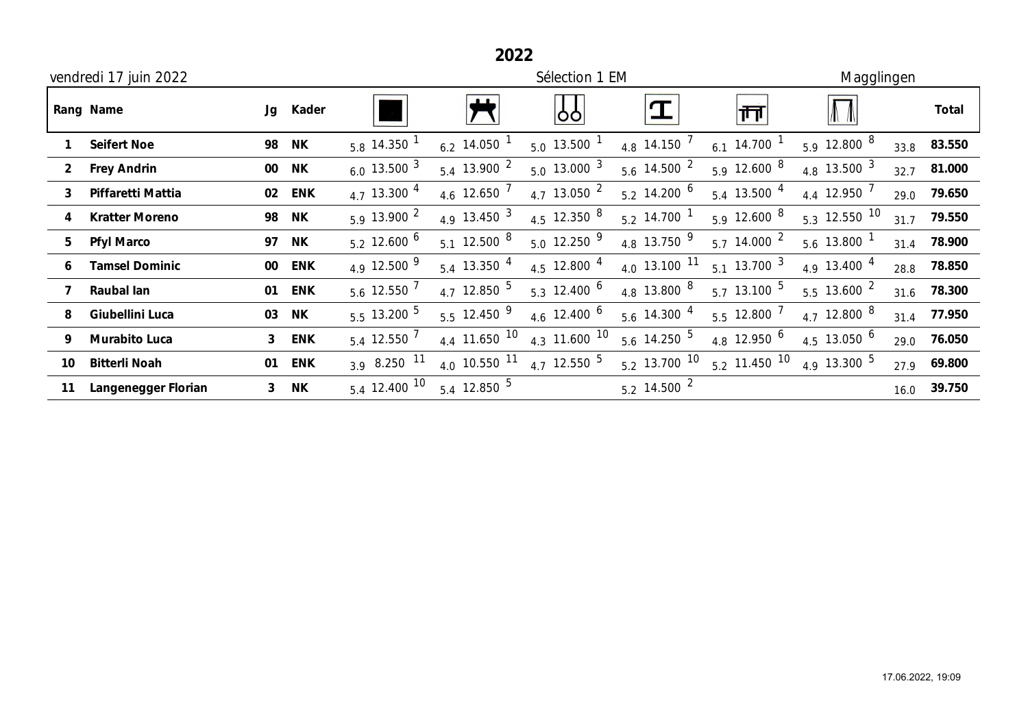# 2022

vendredi 17 juin 2022 — Sélection 1 EM — Magglingen

| Rang | Name | Jg | Kader | Floor (D) | Floor | Pommel horse (D) | Pommel horse | Rings (D) | Rings | Vault (D) | Vault | Parallel bars (D) | Parallel bars | High bar (D) | High bar | D total | Total |
|---|---|---|---|---|---|---|---|---|---|---|---|---|---|---|---|---|---|
| 1 | Seifert Noe | 98 | NK | 5.8 | 14.350 [1] | 6.2 | 14.050 [1] | 5.0 | 13.500 [1] | 4.8 | 14.150 [7] | 6.1 | 14.700 [1] | 5.9 | 12.800 [8] | 33.8 | 83.550 |
| 2 | Frey Andrin | 00 | NK | 6.0 | 13.500 [3] | 5.4 | 13.900 [2] | 5.0 | 13.000 [3] | 5.6 | 14.500 [2] | 5.9 | 12.600 [8] | 4.8 | 13.500 [3] | 32.7 | 81.000 |
| 3 | Piffaretti Mattia | 02 | ENK | 4.7 | 13.300 [4] | 4.6 | 12.650 [7] | 4.7 | 13.050 [2] | 5.2 | 14.200 [6] | 5.4 | 13.500 [4] | 4.4 | 12.950 [7] | 29.0 | 79.650 |
| 4 | Kratter Moreno | 98 | NK | 5.9 | 13.900 [2] | 4.9 | 13.450 [3] | 4.5 | 12.350 [8] | 5.2 | 14.700 [1] | 5.9 | 12.600 [8] | 5.3 | 12.550 [10] | 31.7 | 79.550 |
| 5 | Pfyl Marco | 97 | NK | 5.2 | 12.600 [6] | 5.1 | 12.500 [8] | 5.0 | 12.250 [9] | 4.8 | 13.750 [9] | 5.7 | 14.000 [2] | 5.6 | 13.800 [1] | 31.4 | 78.900 |
| 6 | Tamsel Dominic | 00 | ENK | 4.9 | 12.500 [9] | 5.4 | 13.350 [4] | 4.5 | 12.800 [4] | 4.0 | 13.100 [11] | 5.1 | 13.700 [3] | 4.9 | 13.400 [4] | 28.8 | 78.850 |
| 7 | Raubal Ian | 01 | ENK | 5.6 | 12.550 [7] | 4.7 | 12.850 [5] | 5.3 | 12.400 [6] | 4.8 | 13.800 [8] | 5.7 | 13.100 [5] | 5.5 | 13.600 [2] | 31.6 | 78.300 |
| 8 | Giubellini Luca | 03 | NK | 5.5 | 13.200 [5] | 5.5 | 12.450 [9] | 4.6 | 12.400 [6] | 5.6 | 14.300 [4] | 5.5 | 12.800 [7] | 4.7 | 12.800 [8] | 31.4 | 77.950 |
| 9 | Murabito Luca | 3 | ENK | 5.4 | 12.550 [7] | 4.4 | 11.650 [10] | 4.3 | 11.600 [10] | 5.6 | 14.250 [5] | 4.8 | 12.950 [6] | 4.5 | 13.050 [6] | 29.0 | 76.050 |
| 10 | Bitterli Noah | 01 | ENK | 3.9 | 8.250 [11] | 4.0 | 10.550 [11] | 4.7 | 12.550 [5] | 5.2 | 13.700 [10] | 5.2 | 11.450 [10] | 4.9 | 13.300 [5] | 27.9 | 69.800 |
| 11 | Langenegger Florian | 3 | NK | 5.4 | 12.400 [10] | 5.4 | 12.850 [5] | | | 5.2 | 14.500 [2] | | | | | 16.0 | 39.750 |

17.06.2022, 19:09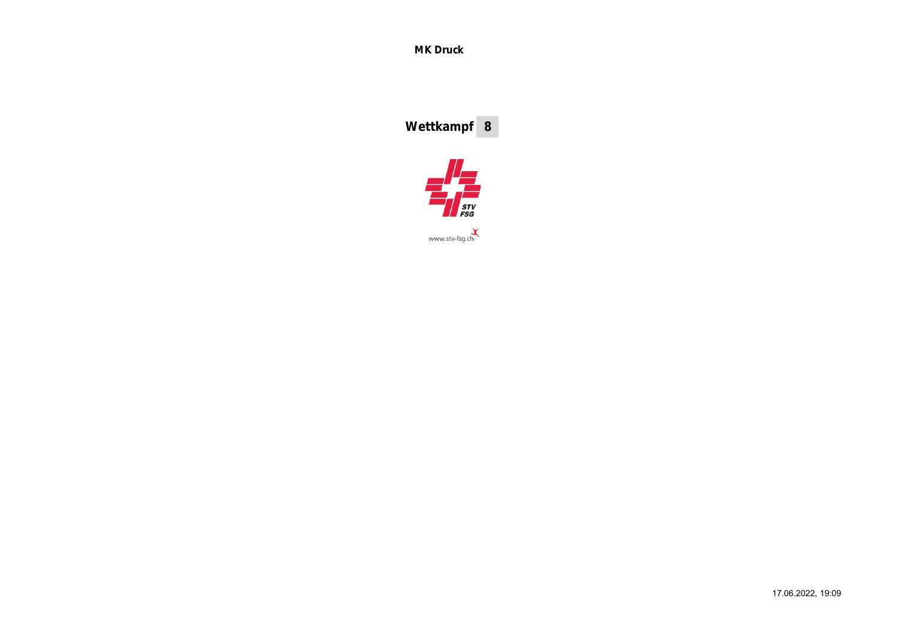**MK Druck**

**Wettkampf 8**

STV
FSG

www.stv-fsg.ch

17.06.2022, 19:09